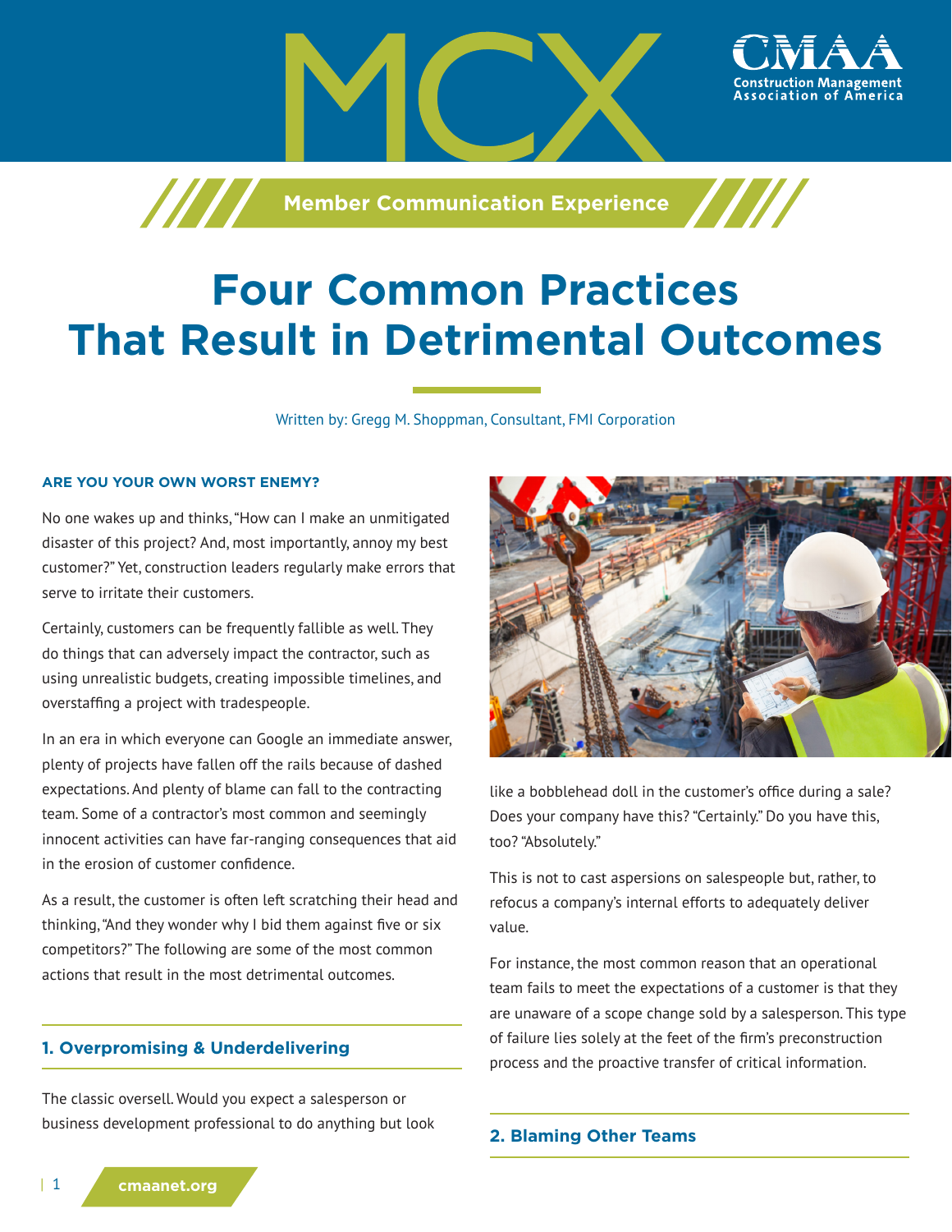# MCX

**Member Communication Experience**

# Four Common Practices That Result in Detrimental Outcomes

Written by: Gregg M. Shoppman, Consultant, FMI Corporation

### ARE YOU YOUR OWN WORST ENEMY?

No one wakes up and thinks, "How can I make an unmitigated disaster of this project? And, most importantly, annoy my best customer?" Yet, construction leaders regularly make errors that serve to irritate their customers.

Certainly, customers can be frequently fallible as well. They do things that can adversely impact the contractor, such as using unrealistic budgets, creating impossible timelines, and overstaffing a project with tradespeople.

In an era in which everyone can Google an immediate answer, plenty of projects have fallen off the rails because of dashed expectations. And plenty of blame can fall to the contracting team. Some of a contractor's most common and seemingly innocent activities can have far-ranging consequences that aid in the erosion of customer confidence.

As a result, the customer is often left scratching their head and thinking, "And they wonder why I bid them against five or six competitors?" The following are some of the most common actions that result in the most detrimental outcomes.

## 1. Overpromising & Underdelivering

The classic oversell. Would you expect a salesperson or business development professional to do anything but look like a bobblehead doll in the customer's office during a sale? Does your company have this? "Certainly." Do you have this, too? "Absolutely."

This is not to cast aspersions on salespeople but, rather, to refocus a company's internal efforts to adequately deliver value.

For instance, the most common reason that an operational team fails to meet the expectations of a customer is that they are unaware of a scope change sold by a salesperson. This type of failure lies solely at the feet of the firm's preconstruction process and the proactive transfer of critical information.

## 2. Blaming Other Teams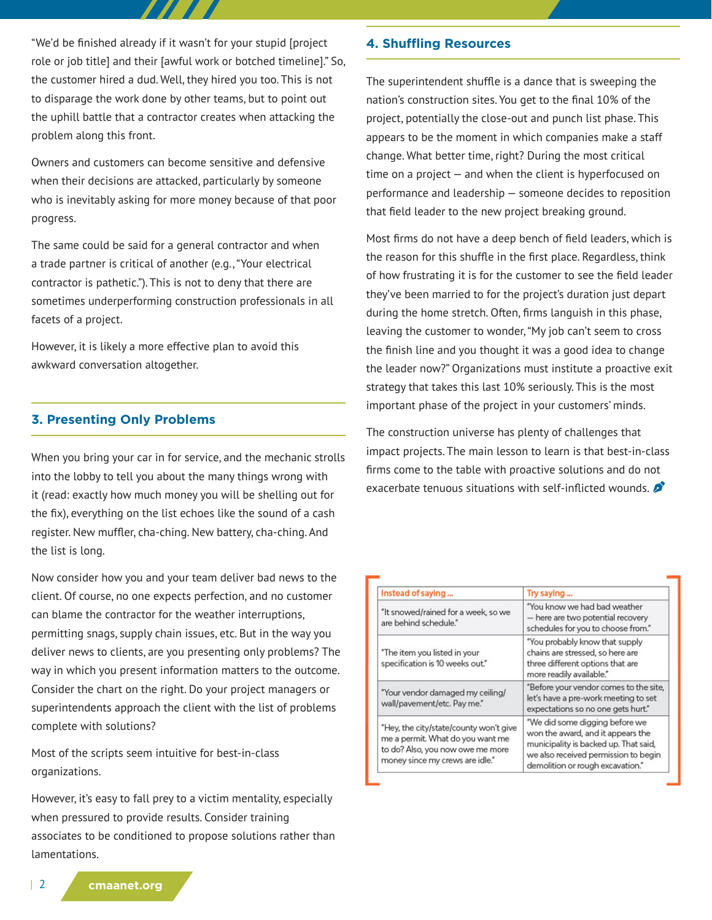"We'd be finished already if it wasn't for your stupid [project role or job title] and their [awful work or botched timeline]." So, the customer hired a dud. Well, they hired you too. This is not to disparage the work done by other teams, but to point out the uphill battle that a contractor creates when attacking the problem along this front.

Owners and customers can become sensitive and defensive when their decisions are attacked, particularly by someone who is inevitably asking for more money because of that poor progress.

The same could be said for a general contractor and when a trade partner is critical of another (e.g., "Your electrical contractor is pathetic."). This is not to deny that there are sometimes underperforming construction professionals in all facets of a project.

However, it is likely a more effective plan to avoid this awkward conversation altogether.

## 3. Presenting Only Problems

When you bring your car in for service, and the mechanic strolls into the lobby to tell you about the many things wrong with it (read: exactly how much money you will be shelling out for the fix), everything on the list echoes like the sound of a cash register. New muffler, cha-ching. New battery, cha-ching. And the list is long.

Now consider how you and your team deliver bad news to the client. Of course, no one expects perfection, and no customer can blame the contractor for the weather interruptions, permitting snags, supply chain issues, etc. But in the way you deliver news to clients, are you presenting only problems? The way in which you present information matters to the outcome. Consider the chart on the right. Do your project managers or superintendents approach the client with the list of problems complete with solutions?

Most of the scripts seem intuitive for best-in-class organizations.

However, it's easy to fall prey to a victim mentality, especially when pressured to provide results. Consider training associates to be conditioned to propose solutions rather than lamentations.

## 4. Shuffling Resources

The superintendent shuffle is a dance that is sweeping the nation's construction sites. You get to the final 10% of the project, potentially the close-out and punch list phase. This appears to be the moment in which companies make a staff change. What better time, right? During the most critical time on a project — and when the client is hyperfocused on performance and leadership — someone decides to reposition that field leader to the new project breaking ground.

Most firms do not have a deep bench of field leaders, which is the reason for this shuffle in the first place. Regardless, think of how frustrating it is for the customer to see the field leader they've been married to for the project's duration just depart during the home stretch. Often, firms languish in this phase, leaving the customer to wonder, "My job can't seem to cross the finish line and you thought it was a good idea to change the leader now?" Organizations must institute a proactive exit strategy that takes this last 10% seriously. This is the most important phase of the project in your customers' minds.

The construction universe has plenty of challenges that impact projects. The main lesson to learn is that best-in-class firms come to the table with proactive solutions and do not exacerbate tenuous situations with self-inflicted wounds.

| Instead of saying ... | Try saying ... |
|---|---|
| "It snowed/rained for a week, so we are behind schedule." | "You know we had bad weather — here are two potential recovery schedules for you to choose from." |
| "The item you listed in your specification is 10 weeks out." | "You probably know that supply chains are stressed, so here are three different options that are more readily available." |
| "Your vendor damaged my ceiling/wall/pavement/etc. Pay me." | "Before your vendor comes to the site, let's have a pre-work meeting to set expectations so no one gets hurt." |
| "Hey, the city/state/county won't give me a permit. What do you want me to do? Also, you now owe me more money since my crews are idle." | "We did some digging before we won the award, and it appears the municipality is backed up. That said, we also received permission to begin demolition or rough excavation." |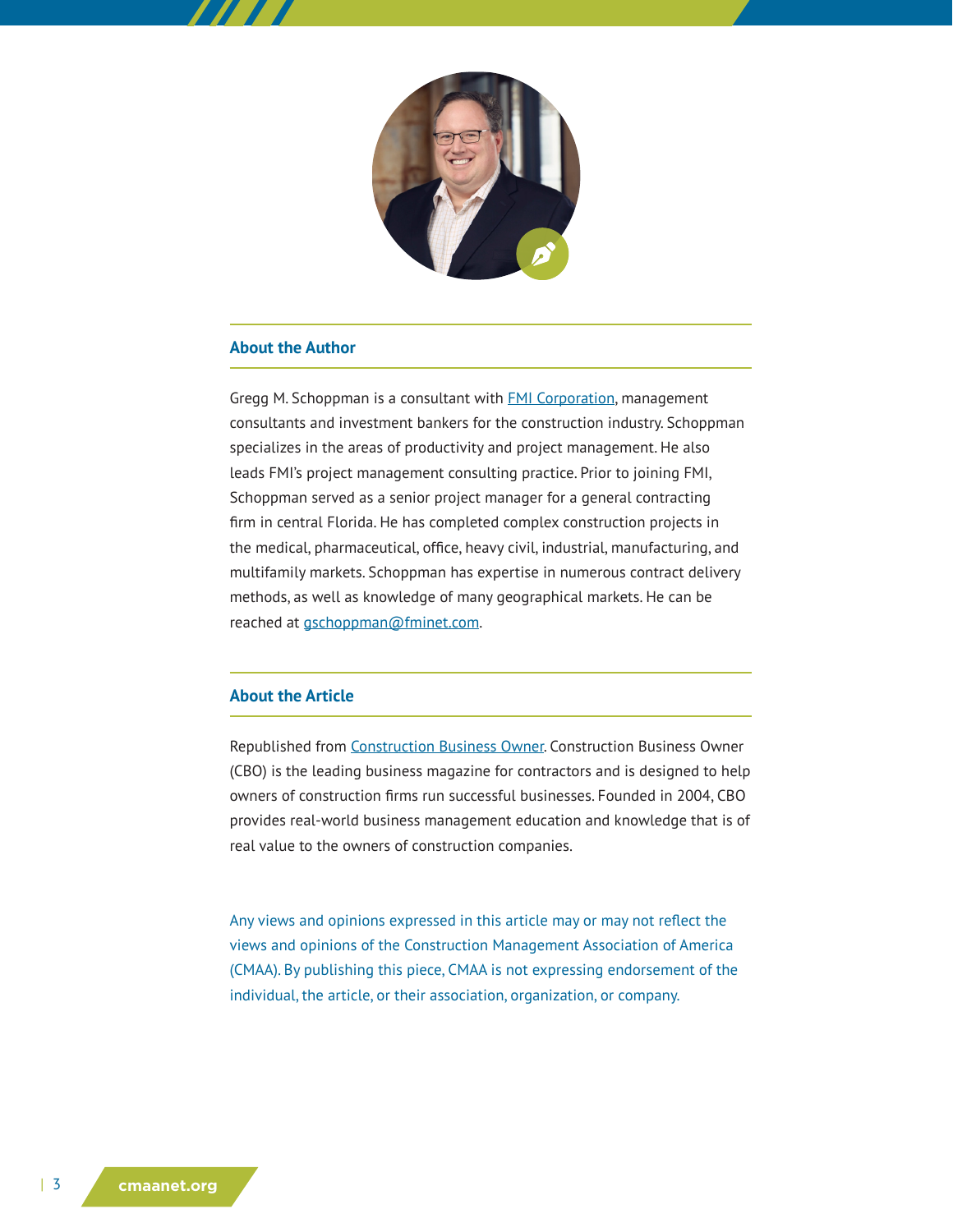## About the Author

Gregg M. Schoppman is a consultant with FMI Corporation, management consultants and investment bankers for the construction industry. Schoppman specializes in the areas of productivity and project management. He also leads FMI's project management consulting practice. Prior to joining FMI, Schoppman served as a senior project manager for a general contracting firm in central Florida. He has completed complex construction projects in the medical, pharmaceutical, office, heavy civil, industrial, manufacturing, and multifamily markets. Schoppman has expertise in numerous contract delivery methods, as well as knowledge of many geographical markets. He can be reached at gschoppman@fminet.com.

## About the Article

Republished from Construction Business Owner. Construction Business Owner (CBO) is the leading business magazine for contractors and is designed to help owners of construction firms run successful businesses. Founded in 2004, CBO provides real-world business management education and knowledge that is of real value to the owners of construction companies.

Any views and opinions expressed in this article may or may not reflect the views and opinions of the Construction Management Association of America (CMAA). By publishing this piece, CMAA is not expressing endorsement of the individual, the article, or their association, organization, or company.